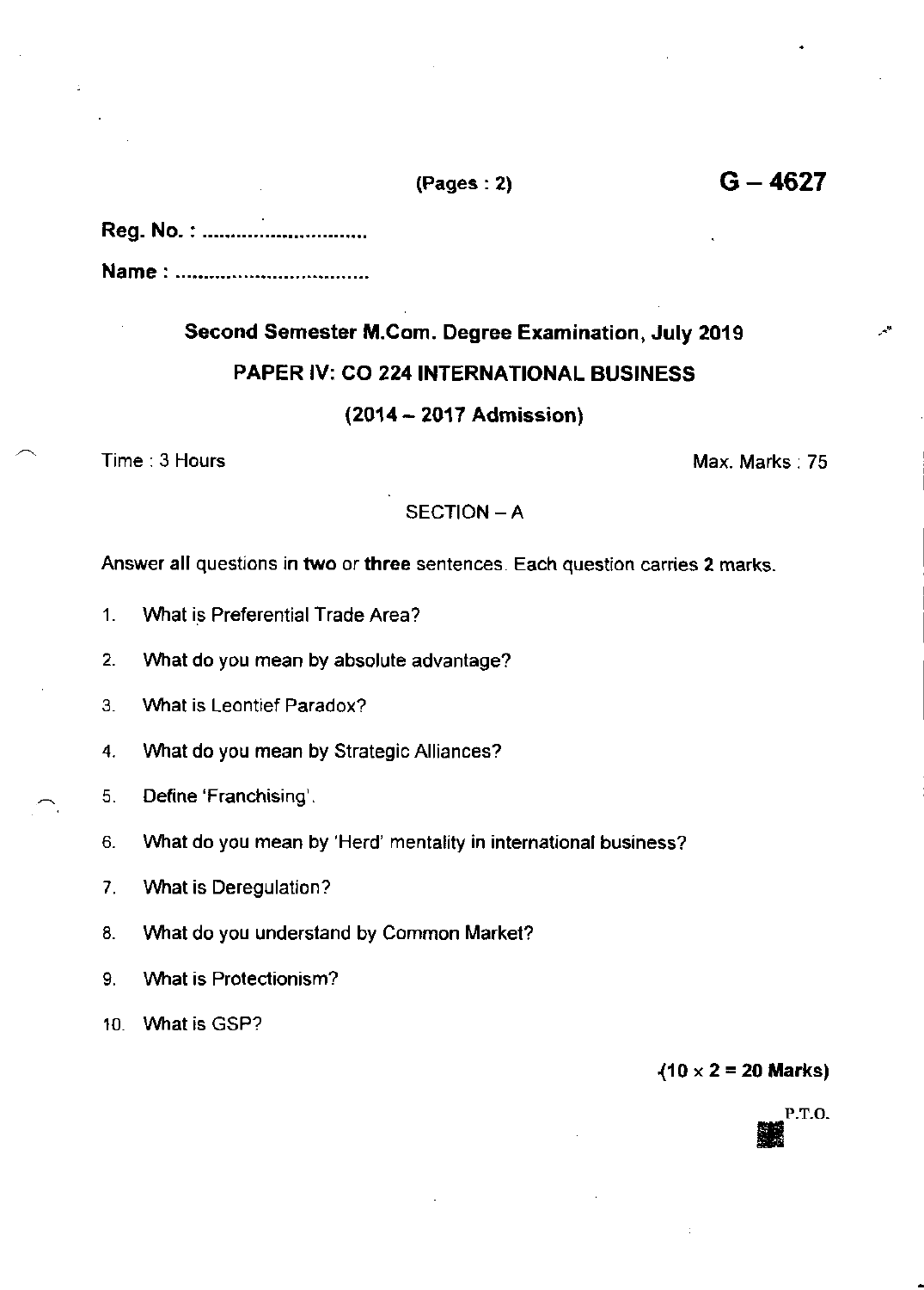(Pages : 2)

**G – 4627**

**Reg. No. : ..............................**

**Name : ..................................**

## Second Semester M.Com. Degree Examination, July 2019

## PAPER IV: CO 224 INTERNATIONAL BUSINESS

### (2014 – 2017 Admission)

Time : 3 Hours

Max. Marks : 75

SECTION – A

Answer all questions in **two** or **three** sentences. Each question carries **2** marks.

1. What is Preferential Trade Area?
2. What do you mean by absolute advantage?
3. What is Leontief Paradox?
4. What do you mean by Strategic Alliances?
5. Define 'Franchising'.
6. What do you mean by 'Herd' mentality in international business?
7. What is Deregulation?
8. What do you understand by Common Market?
9. What is Protectionism?
10. What is GSP?

**(10 × 2 = 20 Marks)**

P.T.O.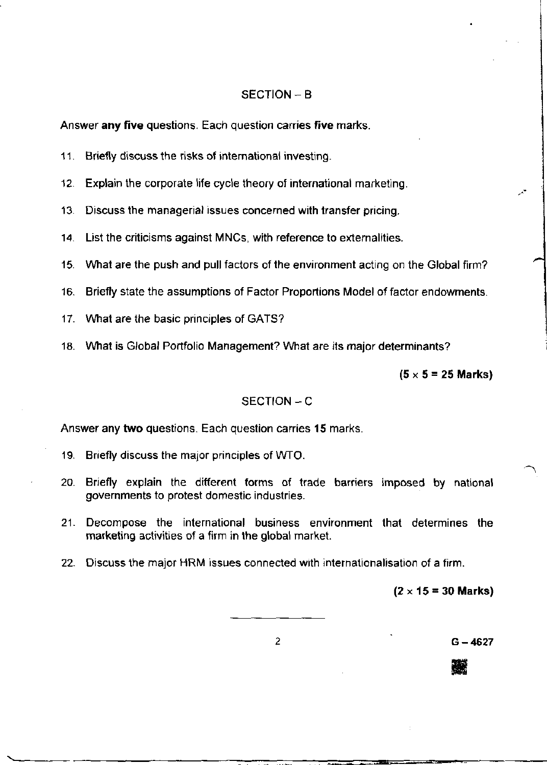## SECTION – B

Answer **any five** questions. Each question carries **five** marks.

11. Briefly discuss the risks of international investing.
12. Explain the corporate life cycle theory of international marketing.
13. Discuss the managerial issues concerned with transfer pricing.
14. List the criticisms against MNCs, with reference to externalities.
15. What are the push and pull factors of the environment acting on the Global firm?
16. Briefly state the assumptions of Factor Proportions Model of factor endowments.
17. What are the basic principles of GATS?
18. What is Global Portfolio Management? What are its major determinants?

**(5 × 5 = 25 Marks)**

## SECTION – C

Answer any **two** questions. Each question carries **15** marks.

19. Briefly discuss the major principles of WTO.
20. Briefly explain the different forms of trade barriers imposed by national governments to protest domestic industries.
21. Decompose the international business environment that determines the marketing activities of a firm in the global market.
22. Discuss the major HRM issues connected with internationalisation of a firm.

**(2 × 15 = 30 Marks)**

G – 4627